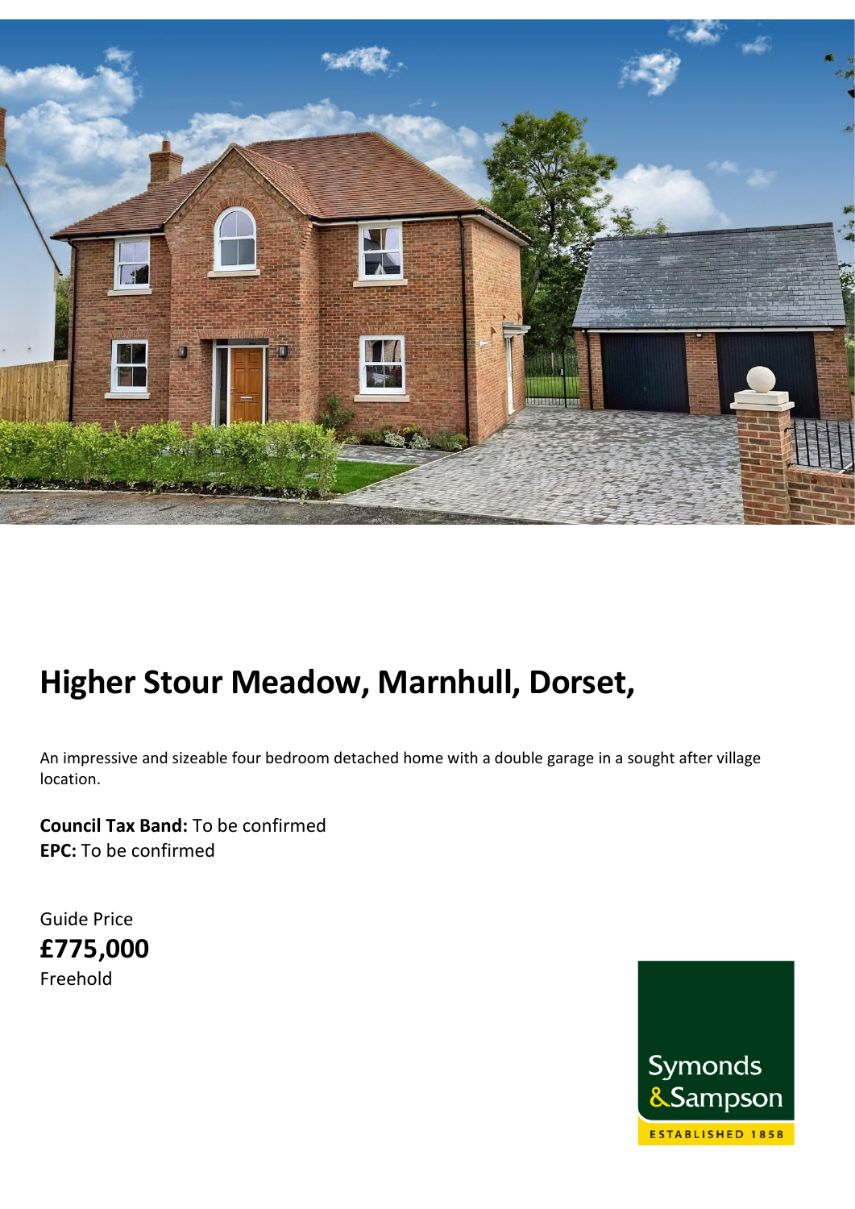# Higher Stour Meadow, Marnhull, Dorset,

An impressive and sizeable four bedroom detached home with a double garage in a sought after village location.

**Council Tax Band:** To be confirmed
**EPC:** To be confirmed

Guide Price
**£775,000**
Freehold

Symonds & Sampson
ESTABLISHED 1858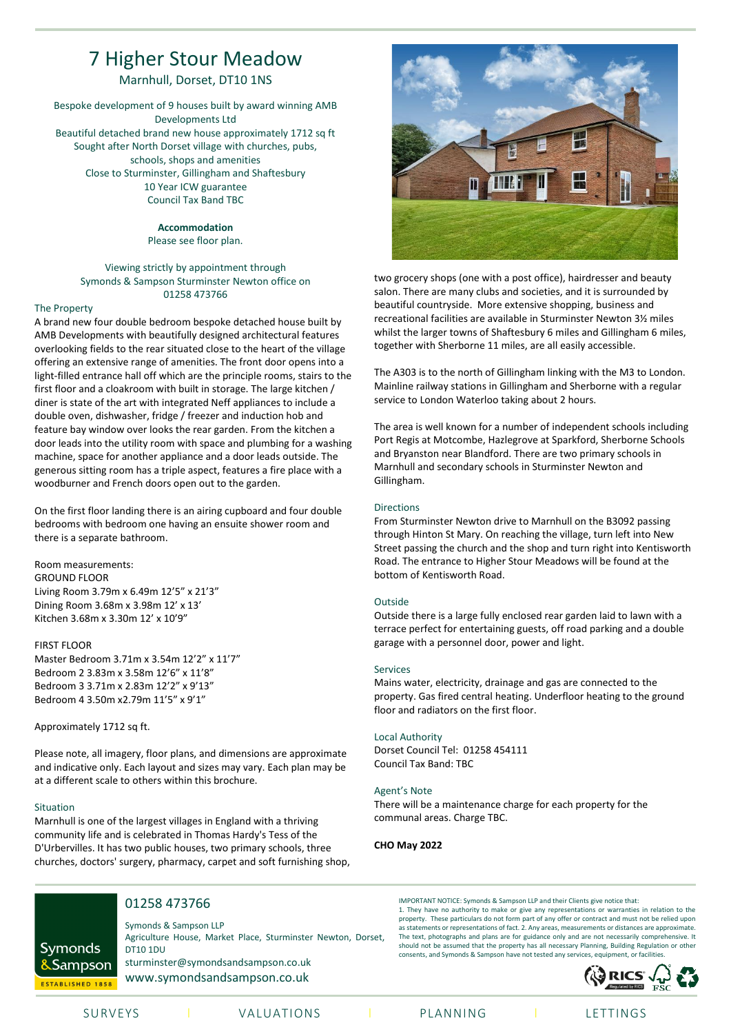# 7 Higher Stour Meadow

Marnhull, Dorset, DT10 1NS

Bespoke development of 9 houses built by award winning AMB Developments Ltd
Beautiful detached brand new house approximately 1712 sq ft
Sought after North Dorset village with churches, pubs, schools, shops and amenities
Close to Sturminster, Gillingham and Shaftesbury
10 Year ICW guarantee
Council Tax Band TBC

**Accommodation**
Please see floor plan.

Viewing strictly by appointment through Symonds & Sampson Sturminster Newton office on 01258 473766

## The Property

A brand new four double bedroom bespoke detached house built by AMB Developments with beautifully designed architectural features overlooking fields to the rear situated close to the heart of the village offering an extensive range of amenities. The front door opens into a light-filled entrance hall off which are the principle rooms, stairs to the first floor and a cloakroom with built in storage. The large kitchen / diner is state of the art with integrated Neff appliances to include a double oven, dishwasher, fridge / freezer and induction hob and feature bay window over looks the rear garden. From the kitchen a door leads into the utility room with space and plumbing for a washing machine, space for another appliance and a door leads outside. The generous sitting room has a triple aspect, features a fire place with a woodburner and French doors open out to the garden.

On the first floor landing there is an airing cupboard and four double bedrooms with bedroom one having an ensuite shower room and there is a separate bathroom.

Room measurements:
GROUND FLOOR
Living Room 3.79m x 6.49m 12'5" x 21'3"
Dining Room 3.68m x 3.98m 12' x 13'
Kitchen 3.68m x 3.30m 12' x 10'9"

FIRST FLOOR
Master Bedroom 3.71m x 3.54m 12'2" x 11'7"
Bedroom 2 3.83m x 3.58m 12'6" x 11'8"
Bedroom 3 3.71m x 2.83m 12'2" x 9'13"
Bedroom 4 3.50m x2.79m 11'5" x 9'1"

Approximately 1712 sq ft.

Please note, all imagery, floor plans, and dimensions are approximate and indicative only. Each layout and sizes may vary. Each plan may be at a different scale to others within this brochure.

## Situation

Marnhull is one of the largest villages in England with a thriving community life and is celebrated in Thomas Hardy's Tess of the D'Urbervilles. It has two public houses, two primary schools, three churches, doctors' surgery, pharmacy, carpet and soft furnishing shop, two grocery shops (one with a post office), hairdresser and beauty salon. There are many clubs and societies, and it is surrounded by beautiful countryside. More extensive shopping, business and recreational facilities are available in Sturminster Newton 3½ miles whilst the larger towns of Shaftesbury 6 miles and Gillingham 6 miles, together with Sherborne 11 miles, are all easily accessible.

The A303 is to the north of Gillingham linking with the M3 to London. Mainline railway stations in Gillingham and Sherborne with a regular service to London Waterloo taking about 2 hours.

The area is well known for a number of independent schools including Port Regis at Motcombe, Hazlegrove at Sparkford, Sherborne Schools and Bryanston near Blandford. There are two primary schools in Marnhull and secondary schools in Sturminster Newton and Gillingham.

## Directions

From Sturminster Newton drive to Marnhull on the B3092 passing through Hinton St Mary. On reaching the village, turn left into New Street passing the church and the shop and turn right into Kentisworth Road. The entrance to Higher Stour Meadows will be found at the bottom of Kentisworth Road.

## Outside

Outside there is a large fully enclosed rear garden laid to lawn with a terrace perfect for entertaining guests, off road parking and a double garage with a personnel door, power and light.

## Services

Mains water, electricity, drainage and gas are connected to the property. Gas fired central heating. Underfloor heating to the ground floor and radiators on the first floor.

## Local Authority

Dorset Council Tel: 01258 454111
Council Tax Band: TBC

## Agent's Note

There will be a maintenance charge for each property for the communal areas. Charge TBC.

**CHO May 2022**

01258 473766

Symonds & Sampson LLP
Agriculture House, Market Place, Sturminster Newton, Dorset, DT10 1DU
sturminster@symondsandsampson.co.uk
www.symondsandsampson.co.uk

Symonds & Sampson
ESTABLISHED 1858

IMPORTANT NOTICE: Symonds & Sampson LLP and their Clients give notice that:
1. They have no authority to make or give any representations or warranties in relation to the property. These particulars do not form part of any offer or contract and must not be relied upon as statements or representations of fact. 2. Any areas, measurements or distances are approximate. The text, photographs and plans are for guidance only and are not necessarily comprehensive. It should not be assumed that the property has all necessary Planning, Building Regulation or other consents, and Symonds & Sampson have not tested any services, equipment, or facilities.

SURVEYS | VALUATIONS | PLANNING | LETTINGS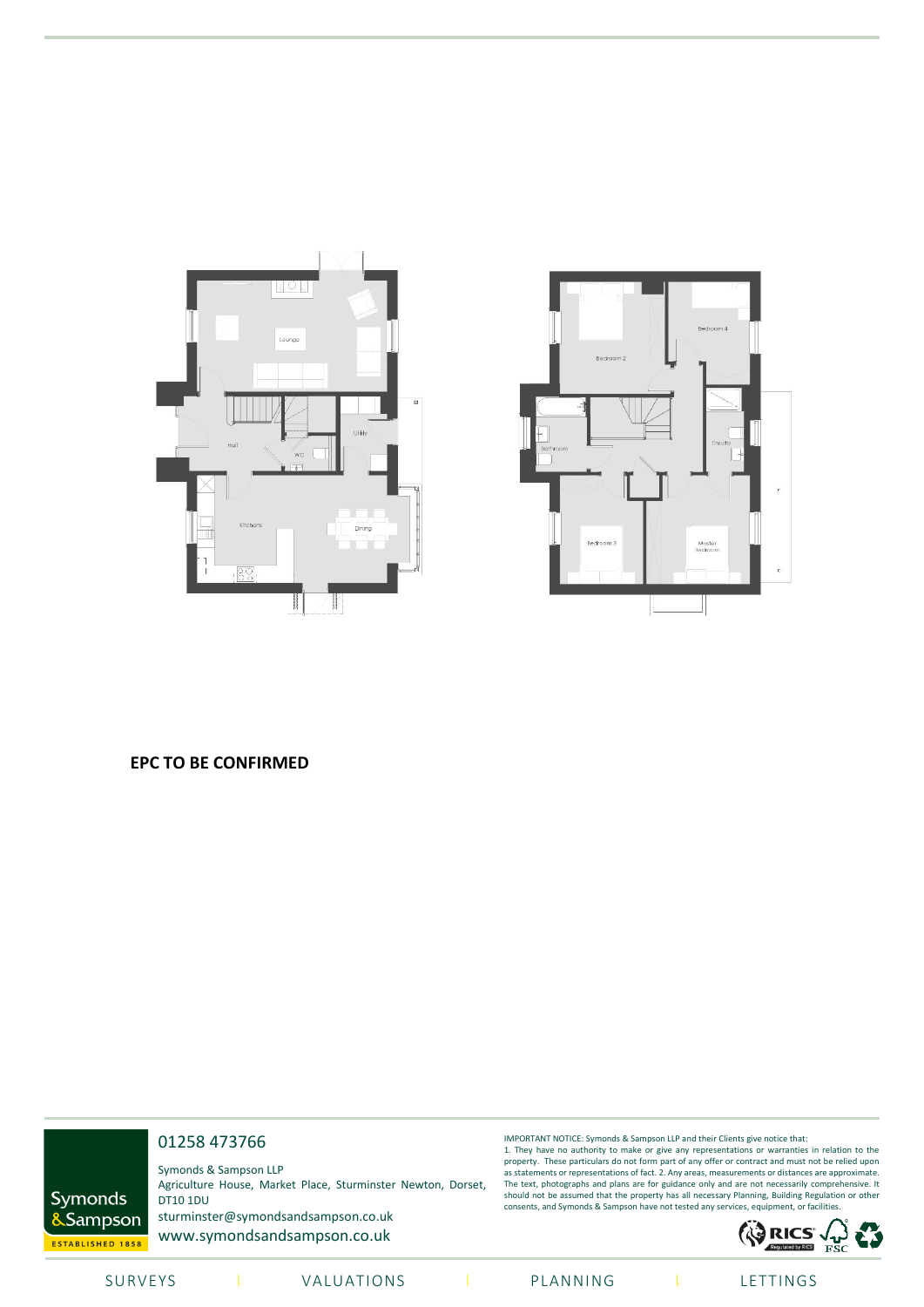Lounge

Hall

WC

Utility

Kitchen

Dining

Bedroom 2

Bedroom 4

Bathroom

Ensuite

Bedroom 3

Master Bedroom

**EPC TO BE CONFIRMED**

01258 473766

Symonds & Sampson LLP
Agriculture House, Market Place, Sturminster Newton, Dorset, DT10 1DU
sturminster@symondsandsampson.co.uk
www.symondsandsampson.co.uk

IMPORTANT NOTICE: Symonds & Sampson LLP and their Clients give notice that:
1. They have no authority to make or give any representations or warranties in relation to the property. These particulars do not form part of any offer or contract and must not be relied upon as statements or representations of fact. 2. Any areas, measurements or distances are approximate. The text, photographs and plans are for guidance only and are not necessarily comprehensive. It should not be assumed that the property has all necessary Planning, Building Regulation or other consents, and Symonds & Sampson have not tested any services, equipment, or facilities.

Symonds & Sampson
ESTABLISHED 1858

SURVEYS | VALUATIONS | PLANNING | LETTINGS